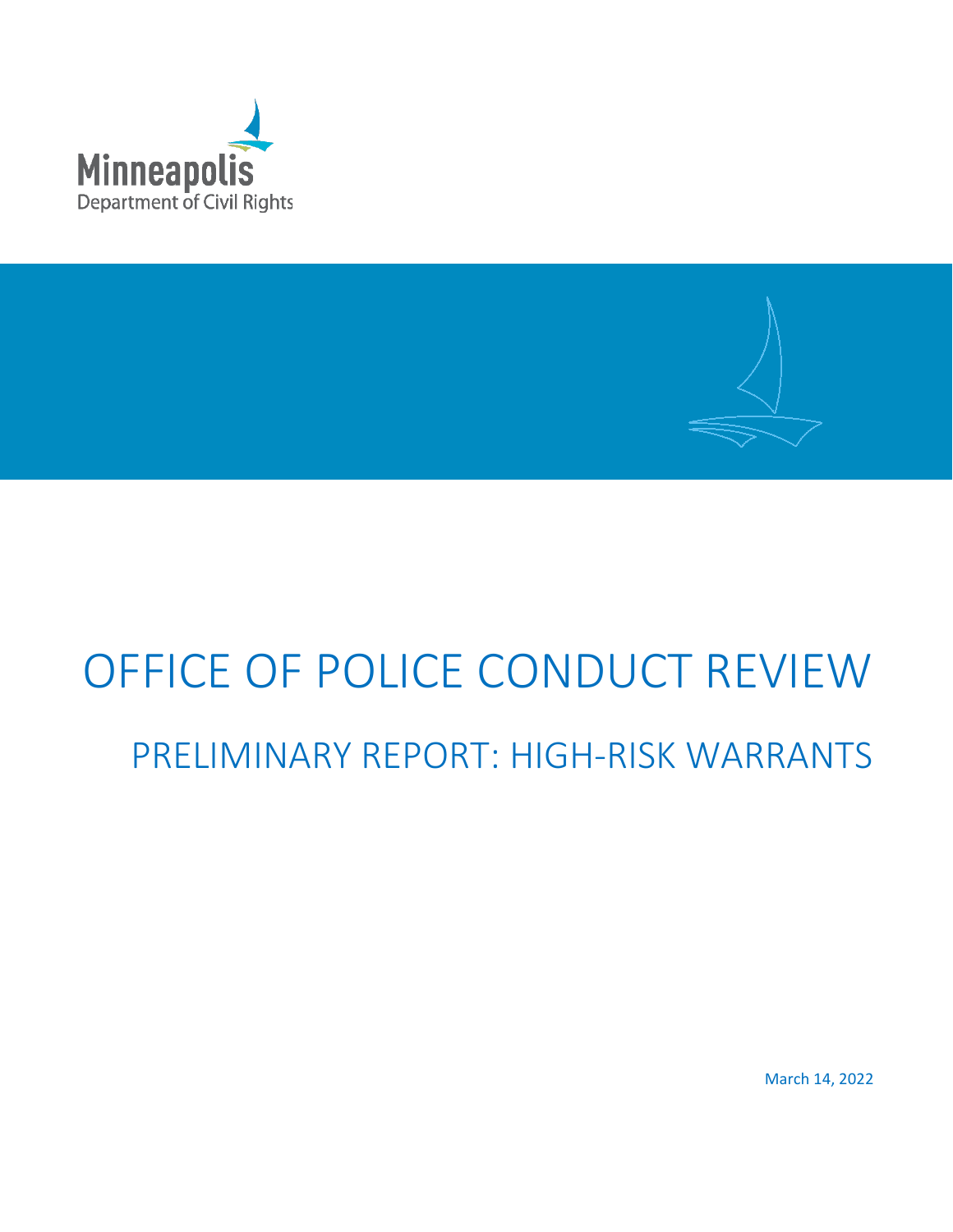Minneapolis
Department of Civil Rights

# OFFICE OF POLICE CONDUCT REVIEW

## PRELIMINARY REPORT: HIGH-RISK WARRANTS

March 14, 2022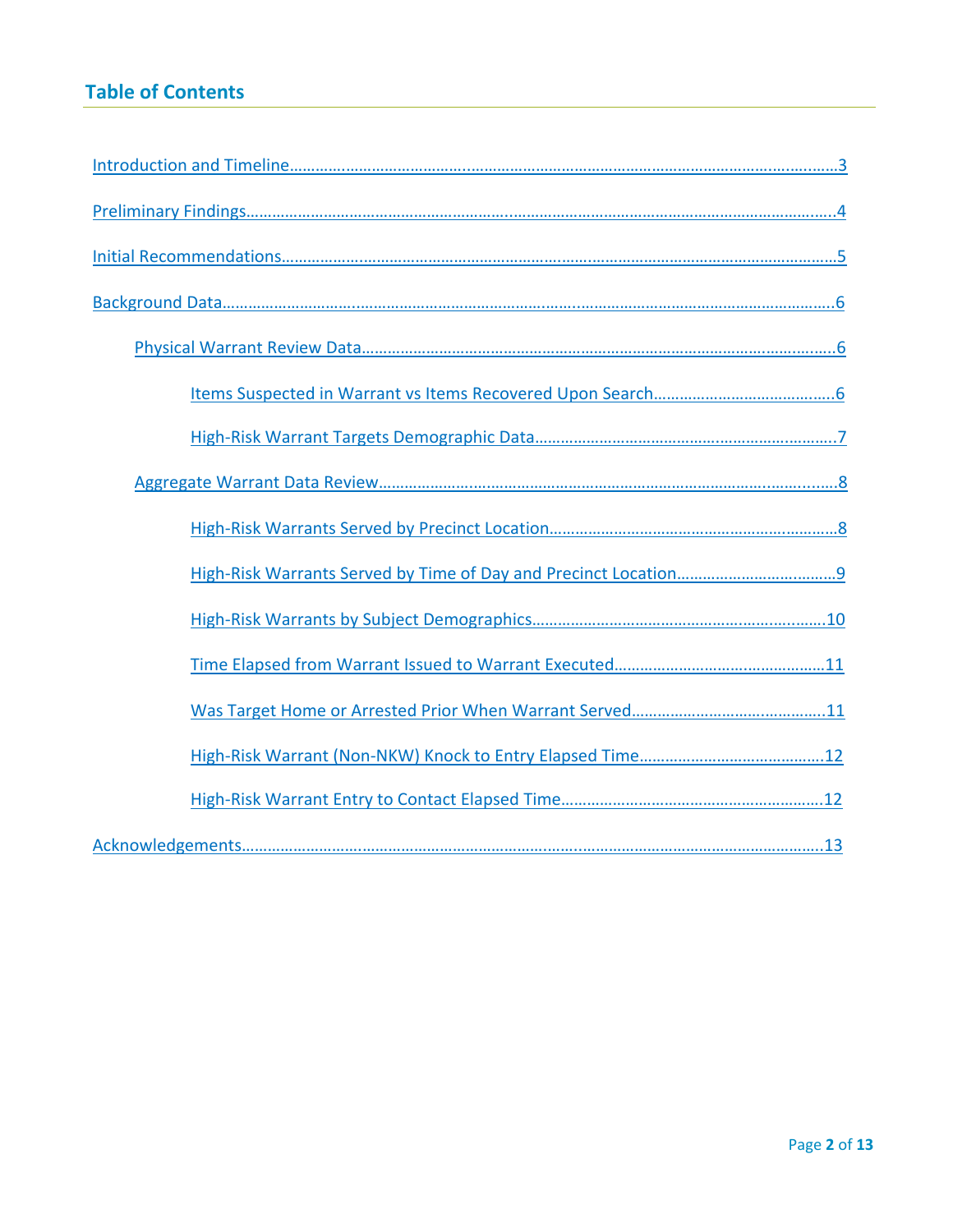## Table of Contents

Introduction and Timeline…………………………………………………………………………………………………………3

Preliminary Findings……………………………………………………………………………………………………………………4

Initial Recommendations………………………………………………………………………………………………………………5

Background Data…………………………………………………………………………………………………………………………6

- Physical Warrant Review Data……………………………………………………………………………………………6
  - Items Suspected in Warrant vs Items Recovered Upon Search……………………………………6
  - High-Risk Warrant Targets Demographic Data…………………………………………………………7
- Aggregate Warrant Data Review…………………………………………………………………………………………8
  - High-Risk Warrants Served by Precinct Location………………………………………………………8
  - High-Risk Warrants Served by Time of Day and Precinct Location……………………………9
  - High-Risk Warrants by Subject Demographics…………………………………………………………10
  - Time Elapsed from Warrant Issued to Warrant Executed…………………………………………11
  - Was Target Home or Arrested Prior When Warrant Served………………………………………11
  - High-Risk Warrant (Non-NKW) Knock to Entry Elapsed Time……………………………………12
  - High-Risk Warrant Entry to Contact Elapsed Time……………………………………………………12

Acknowledgements……………………………………………………………………………………………………………………13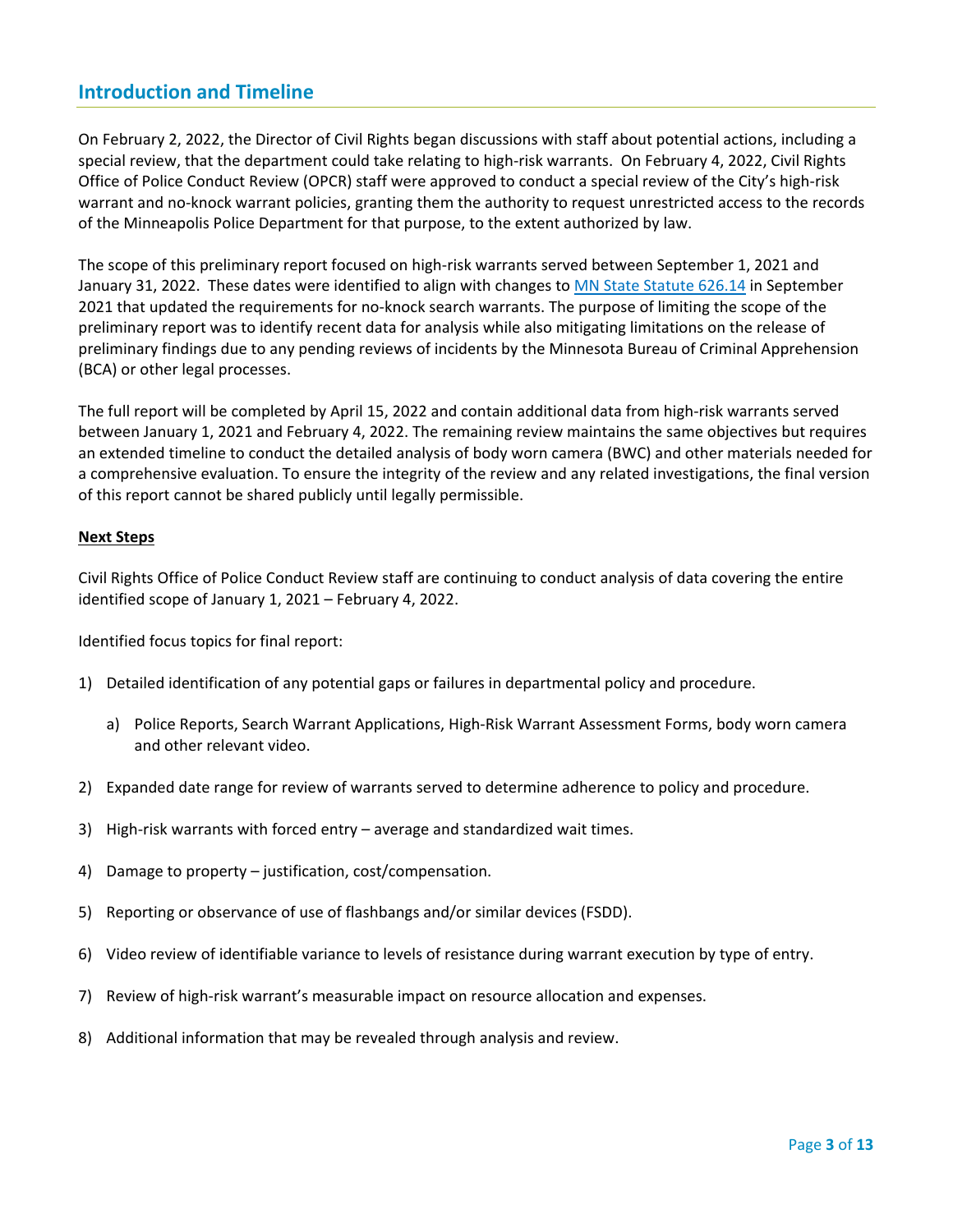## Introduction and Timeline

On February 2, 2022, the Director of Civil Rights began discussions with staff about potential actions, including a special review, that the department could take relating to high-risk warrants. On February 4, 2022, Civil Rights Office of Police Conduct Review (OPCR) staff were approved to conduct a special review of the City's high-risk warrant and no-knock warrant policies, granting them the authority to request unrestricted access to the records of the Minneapolis Police Department for that purpose, to the extent authorized by law.

The scope of this preliminary report focused on high-risk warrants served between September 1, 2021 and January 31, 2022. These dates were identified to align with changes to MN State Statute 626.14 in September 2021 that updated the requirements for no-knock search warrants. The purpose of limiting the scope of the preliminary report was to identify recent data for analysis while also mitigating limitations on the release of preliminary findings due to any pending reviews of incidents by the Minnesota Bureau of Criminal Apprehension (BCA) or other legal processes.

The full report will be completed by April 15, 2022 and contain additional data from high-risk warrants served between January 1, 2021 and February 4, 2022. The remaining review maintains the same objectives but requires an extended timeline to conduct the detailed analysis of body worn camera (BWC) and other materials needed for a comprehensive evaluation. To ensure the integrity of the review and any related investigations, the final version of this report cannot be shared publicly until legally permissible.

**Next Steps**

Civil Rights Office of Police Conduct Review staff are continuing to conduct analysis of data covering the entire identified scope of January 1, 2021 – February 4, 2022.

Identified focus topics for final report:

1) Detailed identification of any potential gaps or failures in departmental policy and procedure.
   a) Police Reports, Search Warrant Applications, High-Risk Warrant Assessment Forms, body worn camera and other relevant video.
2) Expanded date range for review of warrants served to determine adherence to policy and procedure.
3) High-risk warrants with forced entry – average and standardized wait times.
4) Damage to property – justification, cost/compensation.
5) Reporting or observance of use of flashbangs and/or similar devices (FSDD).
6) Video review of identifiable variance to levels of resistance during warrant execution by type of entry.
7) Review of high-risk warrant's measurable impact on resource allocation and expenses.
8) Additional information that may be revealed through analysis and review.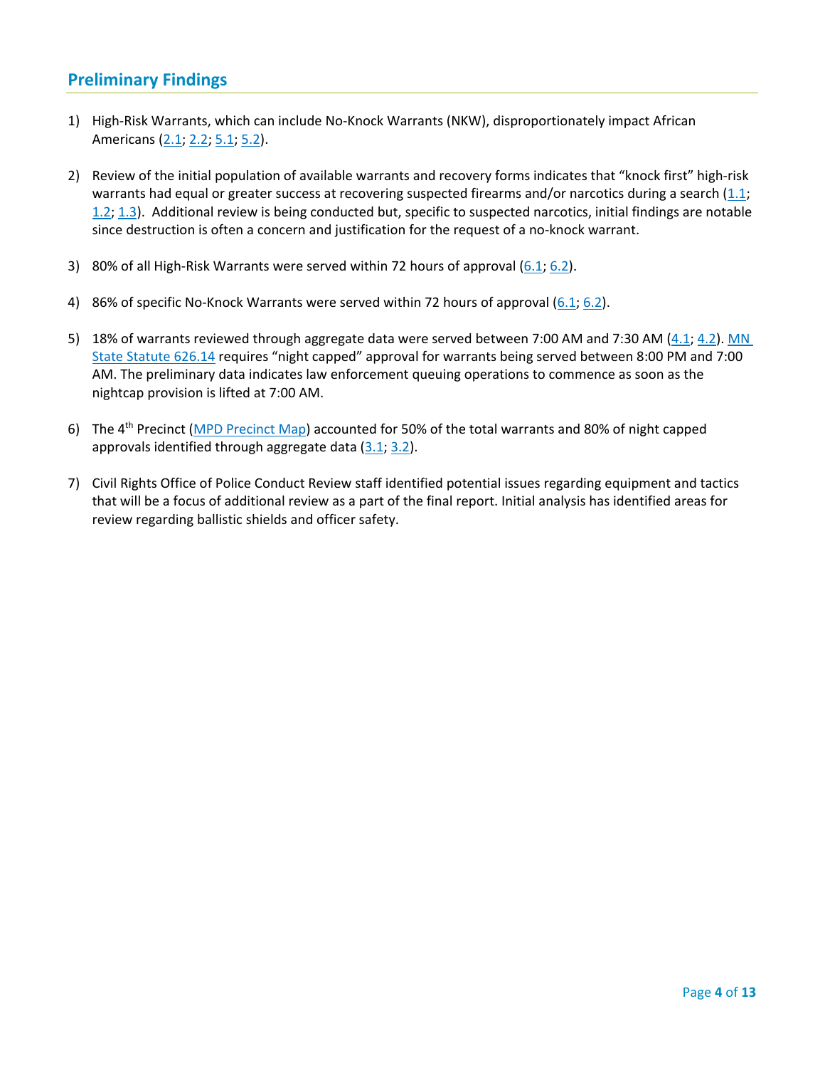## Preliminary Findings

1) High-Risk Warrants, which can include No-Knock Warrants (NKW), disproportionately impact African Americans (2.1; 2.2; 5.1; 5.2).

2) Review of the initial population of available warrants and recovery forms indicates that "knock first" high-risk warrants had equal or greater success at recovering suspected firearms and/or narcotics during a search (1.1; 1.2; 1.3). Additional review is being conducted but, specific to suspected narcotics, initial findings are notable since destruction is often a concern and justification for the request of a no-knock warrant.

3) 80% of all High-Risk Warrants were served within 72 hours of approval (6.1; 6.2).

4) 86% of specific No-Knock Warrants were served within 72 hours of approval (6.1; 6.2).

5) 18% of warrants reviewed through aggregate data were served between 7:00 AM and 7:30 AM (4.1; 4.2). MN State Statute 626.14 requires "night capped" approval for warrants being served between 8:00 PM and 7:00 AM. The preliminary data indicates law enforcement queuing operations to commence as soon as the nightcap provision is lifted at 7:00 AM.

6) The 4th Precinct (MPD Precinct Map) accounted for 50% of the total warrants and 80% of night capped approvals identified through aggregate data (3.1; 3.2).

7) Civil Rights Office of Police Conduct Review staff identified potential issues regarding equipment and tactics that will be a focus of additional review as a part of the final report. Initial analysis has identified areas for review regarding ballistic shields and officer safety.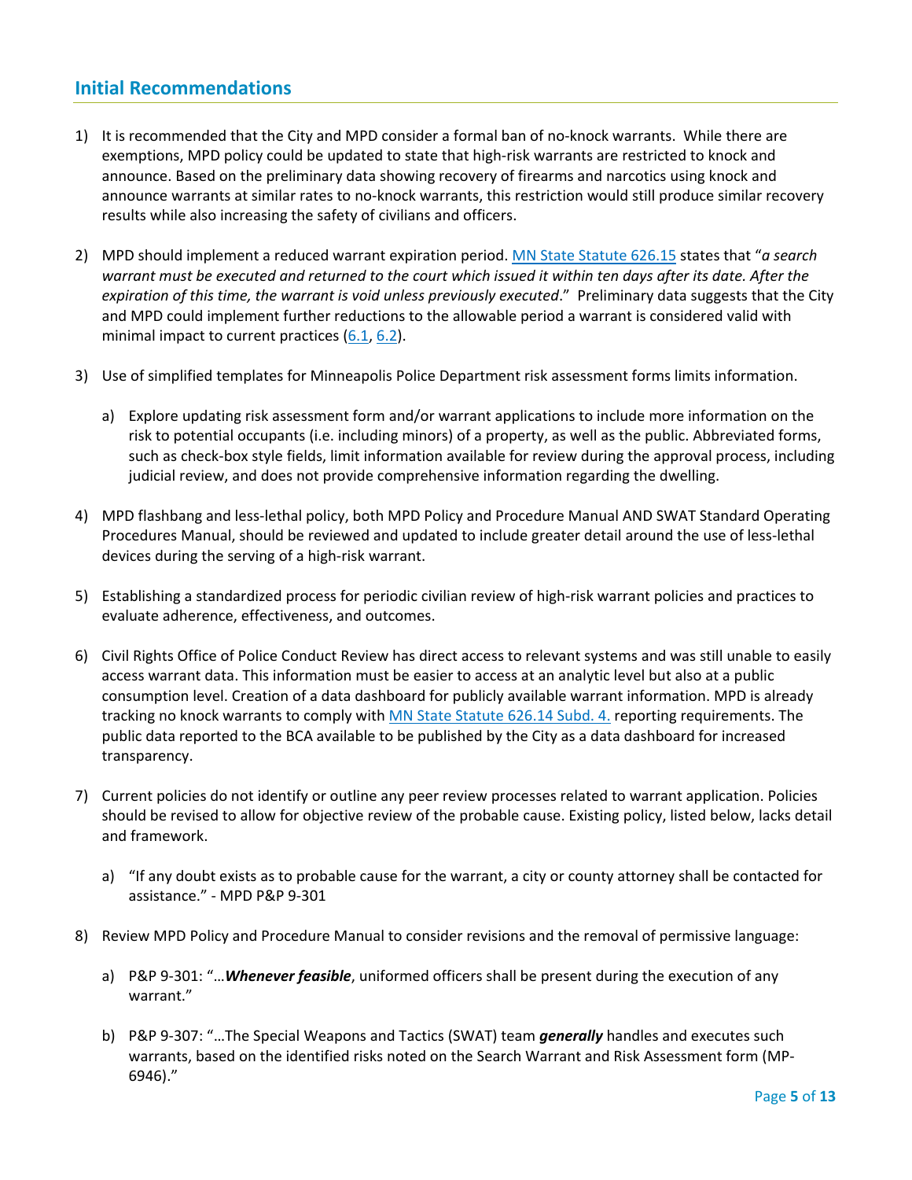## Initial Recommendations

1) It is recommended that the City and MPD consider a formal ban of no-knock warrants. While there are exemptions, MPD policy could be updated to state that high-risk warrants are restricted to knock and announce. Based on the preliminary data showing recovery of firearms and narcotics using knock and announce warrants at similar rates to no-knock warrants, this restriction would still produce similar recovery results while also increasing the safety of civilians and officers.

2) MPD should implement a reduced warrant expiration period. [MN State Statute 626.15](#) states that "*a search warrant must be executed and returned to the court which issued it within ten days after its date. After the expiration of this time, the warrant is void unless previously executed*." Preliminary data suggests that the City and MPD could implement further reductions to the allowable period a warrant is considered valid with minimal impact to current practices ([6.1](#), [6.2](#)).

3) Use of simplified templates for Minneapolis Police Department risk assessment forms limits information.

   a) Explore updating risk assessment form and/or warrant applications to include more information on the risk to potential occupants (i.e. including minors) of a property, as well as the public. Abbreviated forms, such as check-box style fields, limit information available for review during the approval process, including judicial review, and does not provide comprehensive information regarding the dwelling.

4) MPD flashbang and less-lethal policy, both MPD Policy and Procedure Manual AND SWAT Standard Operating Procedures Manual, should be reviewed and updated to include greater detail around the use of less-lethal devices during the serving of a high-risk warrant.

5) Establishing a standardized process for periodic civilian review of high-risk warrant policies and practices to evaluate adherence, effectiveness, and outcomes.

6) Civil Rights Office of Police Conduct Review has direct access to relevant systems and was still unable to easily access warrant data. This information must be easier to access at an analytic level but also at a public consumption level. Creation of a data dashboard for publicly available warrant information. MPD is already tracking no knock warrants to comply with [MN State Statute 626.14 Subd. 4.](#) reporting requirements. The public data reported to the BCA available to be published by the City as a data dashboard for increased transparency.

7) Current policies do not identify or outline any peer review processes related to warrant application. Policies should be revised to allow for objective review of the probable cause. Existing policy, listed below, lacks detail and framework.

   a) "If any doubt exists as to probable cause for the warrant, a city or county attorney shall be contacted for assistance." - MPD P&P 9-301

8) Review MPD Policy and Procedure Manual to consider revisions and the removal of permissive language:

   a) P&P 9-301: "…***Whenever feasible***, uniformed officers shall be present during the execution of any warrant."

   b) P&P 9-307: "…The Special Weapons and Tactics (SWAT) team ***generally*** handles and executes such warrants, based on the identified risks noted on the Search Warrant and Risk Assessment form (MP-6946)."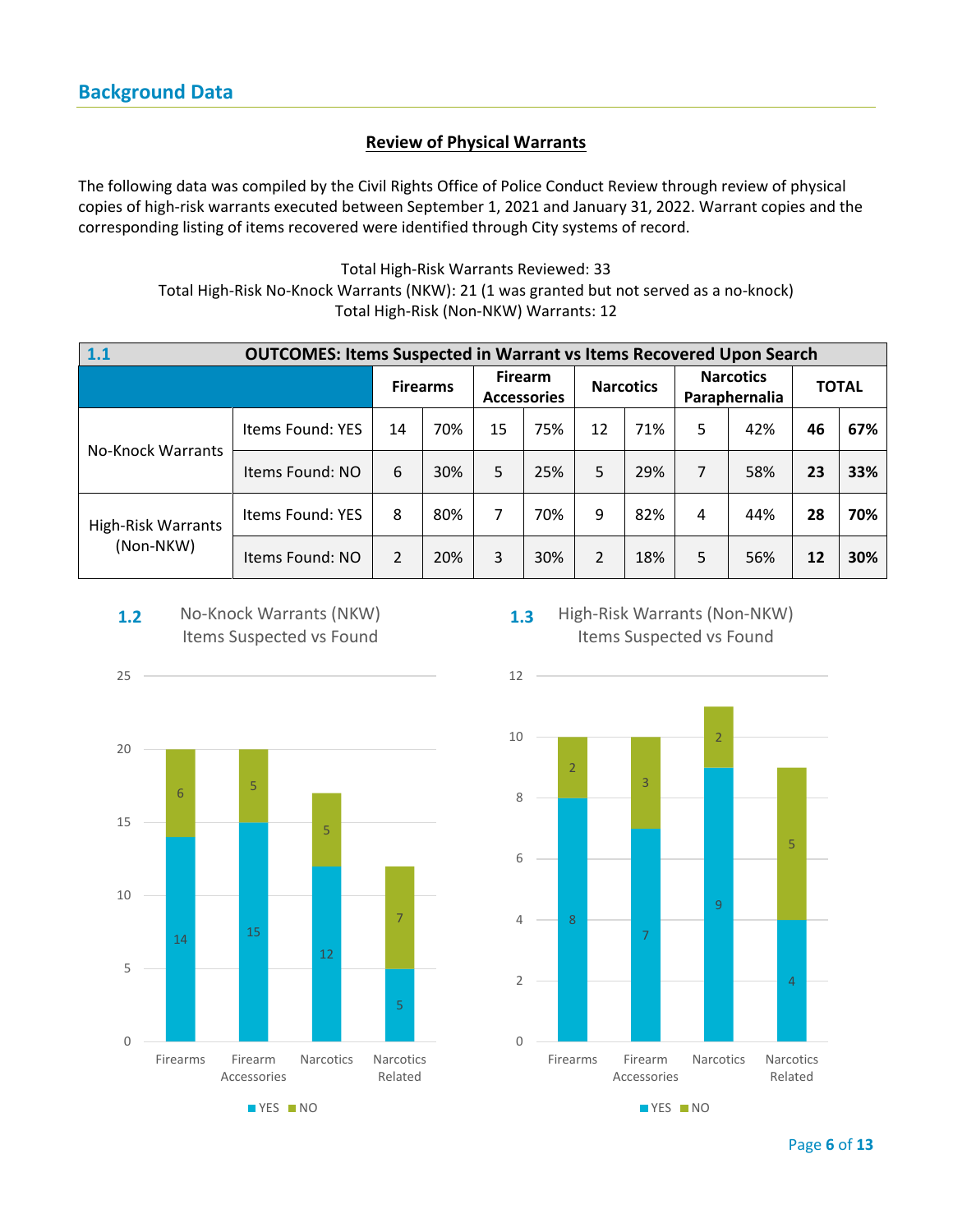## Background Data

**Review of Physical Warrants**

The following data was compiled by the Civil Rights Office of Police Conduct Review through review of physical copies of high-risk warrants executed between September 1, 2021 and January 31, 2022. Warrant copies and the corresponding listing of items recovered were identified through City systems of record.

Total High-Risk Warrants Reviewed: 33
Total High-Risk No-Knock Warrants (NKW): 21 (1 was granted but not served as a no-knock)
Total High-Risk (Non-NKW) Warrants: 12

**1.1 OUTCOMES: Items Suspected in Warrant vs Items Recovered Upon Search**

| | | Firearms | | Firearm Accessories | | Narcotics | | Narcotics Paraphernalia | | TOTAL | |
|---|---|---|---|---|---|---|---|---|---|---|---|
| No-Knock Warrants | Items Found: YES | 14 | 70% | 15 | 75% | 12 | 71% | 5 | 42% | **46** | **67%** |
| | Items Found: NO | 6 | 30% | 5 | 25% | 5 | 29% | 7 | 58% | **23** | **33%** |
| High-Risk Warrants (Non-NKW) | Items Found: YES | 8 | 80% | 7 | 70% | 9 | 82% | 4 | 44% | **28** | **70%** |
| | Items Found: NO | 2 | 20% | 3 | 30% | 2 | 18% | 5 | 56% | **12** | **30%** |

**1.2** No-Knock Warrants (NKW) Items Suspected vs Found

| | YES | NO |
|---|---|---|
| Firearms | 14 | 6 |
| Firearm Accessories | 15 | 5 |
| Narcotics | 12 | 5 |
| Narcotics Related | 5 | 7 |

**1.3** High-Risk Warrants (Non-NKW) Items Suspected vs Found

| | YES | NO |
|---|---|---|
| Firearms | 8 | 2 |
| Firearm Accessories | 7 | 3 |
| Narcotics | 9 | 2 |
| Narcotics Related | 4 | 5 |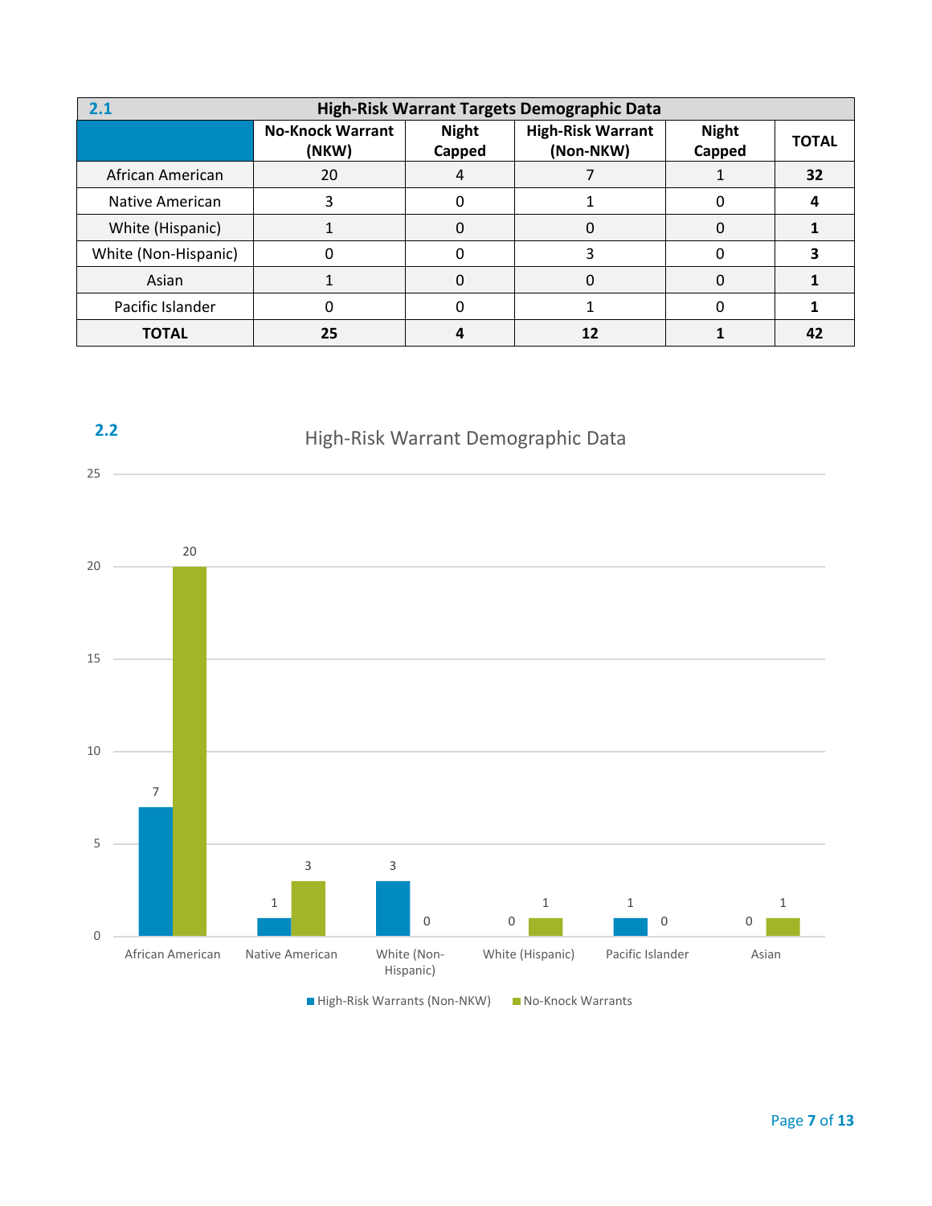**2.1**

| High-Risk Warrant Targets Demographic Data | | | | | |
|---|---|---|---|---|---|
| | No-Knock Warrant (NKW) | Night Capped | High-Risk Warrant (Non-NKW) | Night Capped | TOTAL |
| African American | 20 | 4 | 7 | 1 | **32** |
| Native American | 3 | 0 | 1 | 0 | **4** |
| White (Hispanic) | 1 | 0 | 0 | 0 | **1** |
| White (Non-Hispanic) | 0 | 0 | 3 | 0 | **3** |
| Asian | 1 | 0 | 0 | 0 | **1** |
| Pacific Islander | 0 | 0 | 1 | 0 | **1** |
| **TOTAL** | **25** | **4** | **12** | **1** | **42** |

**2.2**

High-Risk Warrant Demographic Data

| | High-Risk Warrants (Non-NKW) | No-Knock Warrants |
|---|---|---|
| African American | 7 | 20 |
| Native American | 1 | 3 |
| White (Non-Hispanic) | 3 | 0 |
| White (Hispanic) | 0 | 1 |
| Pacific Islander | 1 | 0 |
| Asian | 0 | 1 |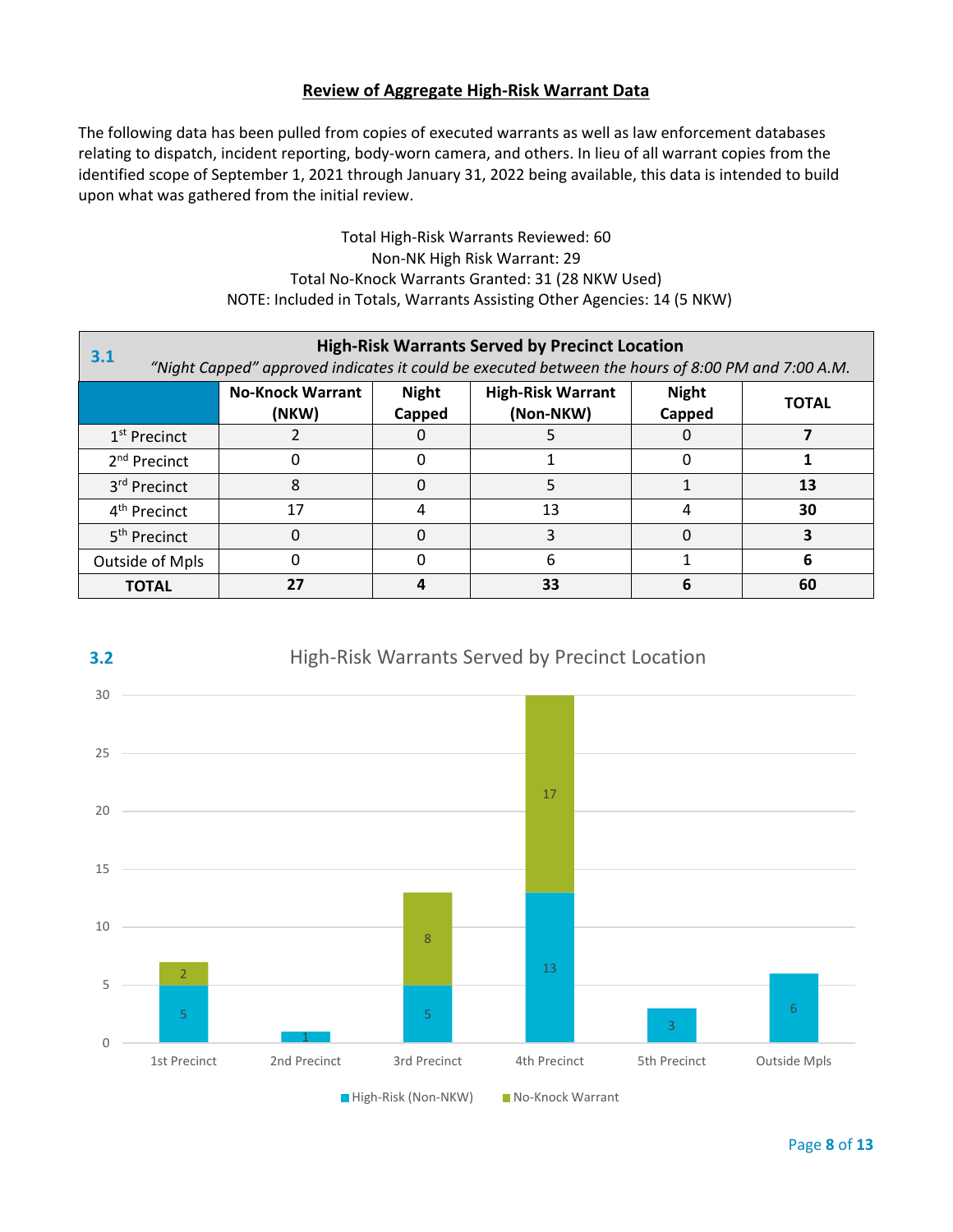## Review of Aggregate High-Risk Warrant Data

The following data has been pulled from copies of executed warrants as well as law enforcement databases relating to dispatch, incident reporting, body-worn camera, and others. In lieu of all warrant copies from the identified scope of September 1, 2021 through January 31, 2022 being available, this data is intended to build upon what was gathered from the initial review.

Total High-Risk Warrants Reviewed: 60
Non-NK High Risk Warrant: 29
Total No-Knock Warrants Granted: 31 (28 NKW Used)
NOTE: Included in Totals, Warrants Assisting Other Agencies: 14 (5 NKW)

**3.1 High-Risk Warrants Served by Precinct Location**

*"Night Capped" approved indicates it could be executed between the hours of 8:00 PM and 7:00 A.M.*

| | No-Knock Warrant (NKW) | Night Capped | High-Risk Warrant (Non-NKW) | Night Capped | TOTAL |
|---|---|---|---|---|---|
| 1st Precinct | 2 | 0 | 5 | 0 | **7** |
| 2nd Precinct | 0 | 0 | 1 | 0 | **1** |
| 3rd Precinct | 8 | 0 | 5 | 1 | **13** |
| 4th Precinct | 17 | 4 | 13 | 4 | **30** |
| 5th Precinct | 0 | 0 | 3 | 0 | **3** |
| Outside of Mpls | 0 | 0 | 6 | 1 | **6** |
| **TOTAL** | **27** | **4** | **33** | **6** | **60** |

**3.2** High-Risk Warrants Served by Precinct Location

| | High-Risk (Non-NKW) | No-Knock Warrant |
|---|---|---|
| 1st Precinct | 5 | 2 |
| 2nd Precinct | 1 | |
| 3rd Precinct | 5 | 8 |
| 4th Precinct | 13 | 17 |
| 5th Precinct | 3 | |
| Outside Mpls | 6 | |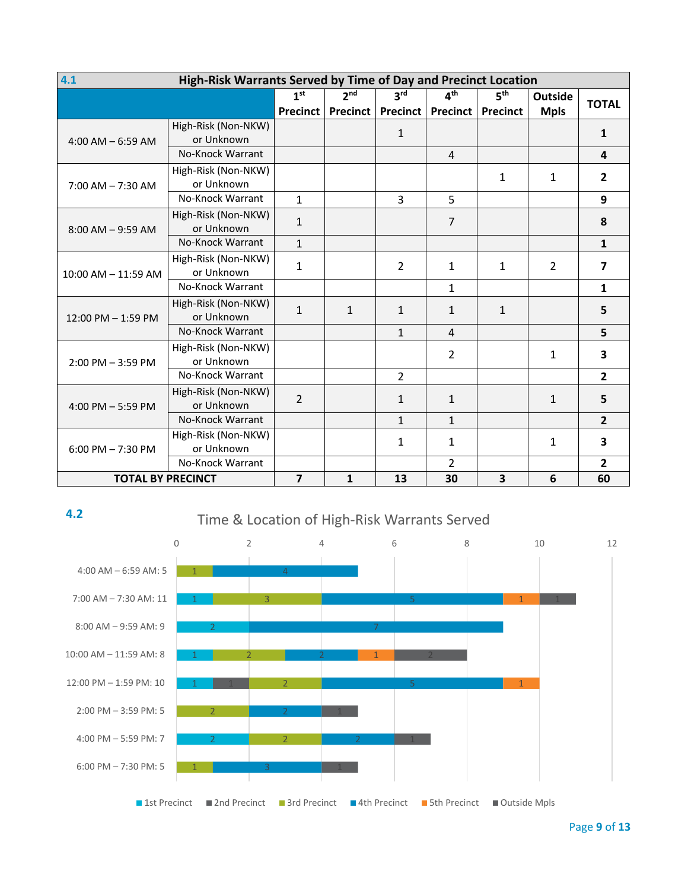| 4.1 High-Risk Warrants Served by Time of Day and Precinct Location | | | | | | | | |
|---|---|---|---|---|---|---|---|---|
| | | 1st Precinct | 2nd Precinct | 3rd Precinct | 4th Precinct | 5th Precinct | Outside Mpls | TOTAL |
| 4:00 AM – 6:59 AM | High-Risk (Non-NKW) or Unknown | | | 1 | | | | **1** |
| | No-Knock Warrant | | | | 4 | | | **4** |
| 7:00 AM – 7:30 AM | High-Risk (Non-NKW) or Unknown | | | | | 1 | 1 | **2** |
| | No-Knock Warrant | 1 | | 3 | 5 | | | **9** |
| 8:00 AM – 9:59 AM | High-Risk (Non-NKW) or Unknown | 1 | | | 7 | | | **8** |
| | No-Knock Warrant | 1 | | | | | | **1** |
| 10:00 AM – 11:59 AM | High-Risk (Non-NKW) or Unknown | 1 | | 2 | 1 | 1 | 2 | **7** |
| | No-Knock Warrant | | | | 1 | | | **1** |
| 12:00 PM – 1:59 PM | High-Risk (Non-NKW) or Unknown | 1 | 1 | 1 | 1 | 1 | | **5** |
| | No-Knock Warrant | | | 1 | 4 | | | **5** |
| 2:00 PM – 3:59 PM | High-Risk (Non-NKW) or Unknown | | | | 2 | | 1 | **3** |
| | No-Knock Warrant | | | 2 | | | | **2** |
| 4:00 PM – 5:59 PM | High-Risk (Non-NKW) or Unknown | 2 | | 1 | 1 | | 1 | **5** |
| | No-Knock Warrant | | | 1 | 1 | | | **2** |
| 6:00 PM – 7:30 PM | High-Risk (Non-NKW) or Unknown | | | 1 | 1 | | 1 | **3** |
| | No-Knock Warrant | | | | 2 | | | **2** |
| **TOTAL BY PRECINCT** | | **7** | **1** | **13** | **30** | **3** | **6** | **60** |

**4.2**

Time & Location of High-Risk Warrants Served

| Time | 1st Precinct | 2nd Precinct | 3rd Precinct | 4th Precinct | 5th Precinct | Outside Mpls |
|---|---|---|---|---|---|---|
| 4:00 AM – 6:59 AM: 5 | | | 1 | 4 | | |
| 7:00 AM – 7:30 AM: 11 | 1 | | 3 | 5 | 1 | 1 |
| 8:00 AM – 9:59 AM: 9 | 2 | | | 7 | | |
| 10:00 AM – 11:59 AM: 8 | 1 | | 2 | 2 | 1 | 2 |
| 12:00 PM – 1:59 PM: 10 | 1 | 1 | 2 | 5 | 1 | |
| 2:00 PM – 3:59 PM: 5 | | | 2 | 2 | | 1 |
| 4:00 PM – 5:59 PM: 7 | 2 | | 2 | 2 | | 1 |
| 6:00 PM – 7:30 PM: 5 | | | 1 | 3 | | 1 |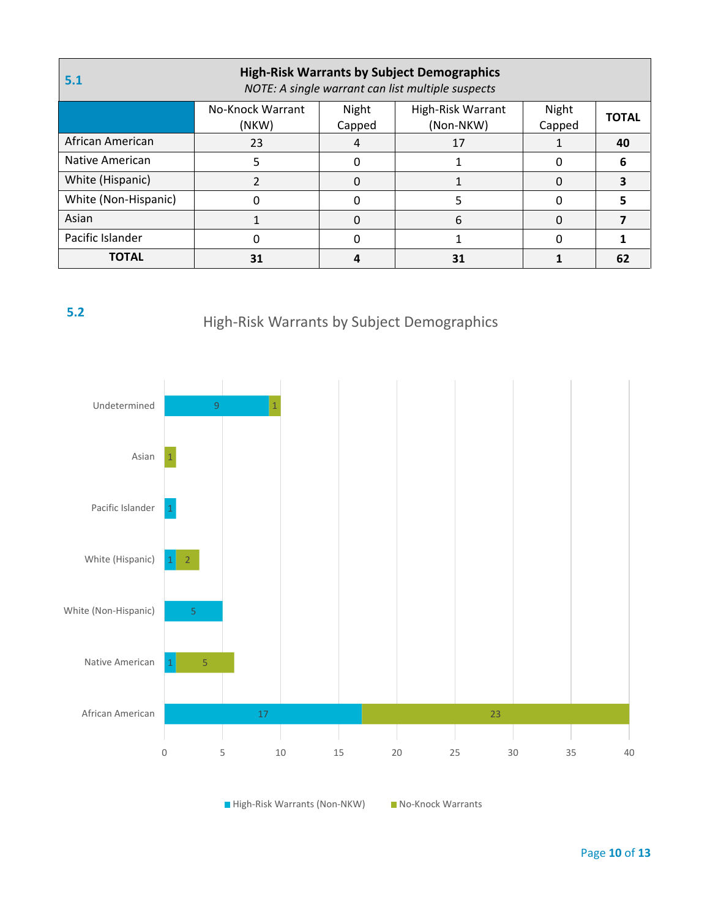**5.1**

| High-Risk Warrants by Subject Demographics<br>*NOTE: A single warrant can list multiple suspects* | No-Knock Warrant (NKW) | Night Capped | High-Risk Warrant (Non-NKW) | Night Capped | TOTAL |
|---|---|---|---|---|---|
| African American | 23 | 4 | 17 | 1 | **40** |
| Native American | 5 | 0 | 1 | 0 | **6** |
| White (Hispanic) | 2 | 0 | 1 | 0 | **3** |
| White (Non-Hispanic) | 0 | 0 | 5 | 0 | **5** |
| Asian | 1 | 0 | 6 | 0 | **7** |
| Pacific Islander | 0 | 0 | 1 | 0 | **1** |
| **TOTAL** | **31** | **4** | **31** | **1** | **62** |

**5.2**

High-Risk Warrants by Subject Demographics

| | High-Risk Warrants (Non-NKW) | No-Knock Warrants |
|---|---|---|
| Undetermined | 9 | 1 |
| Asian | | 1 |
| Pacific Islander | 1 | |
| White (Hispanic) | 1 | 2 |
| White (Non-Hispanic) | 5 | |
| Native American | 1 | 5 |
| African American | 17 | 23 |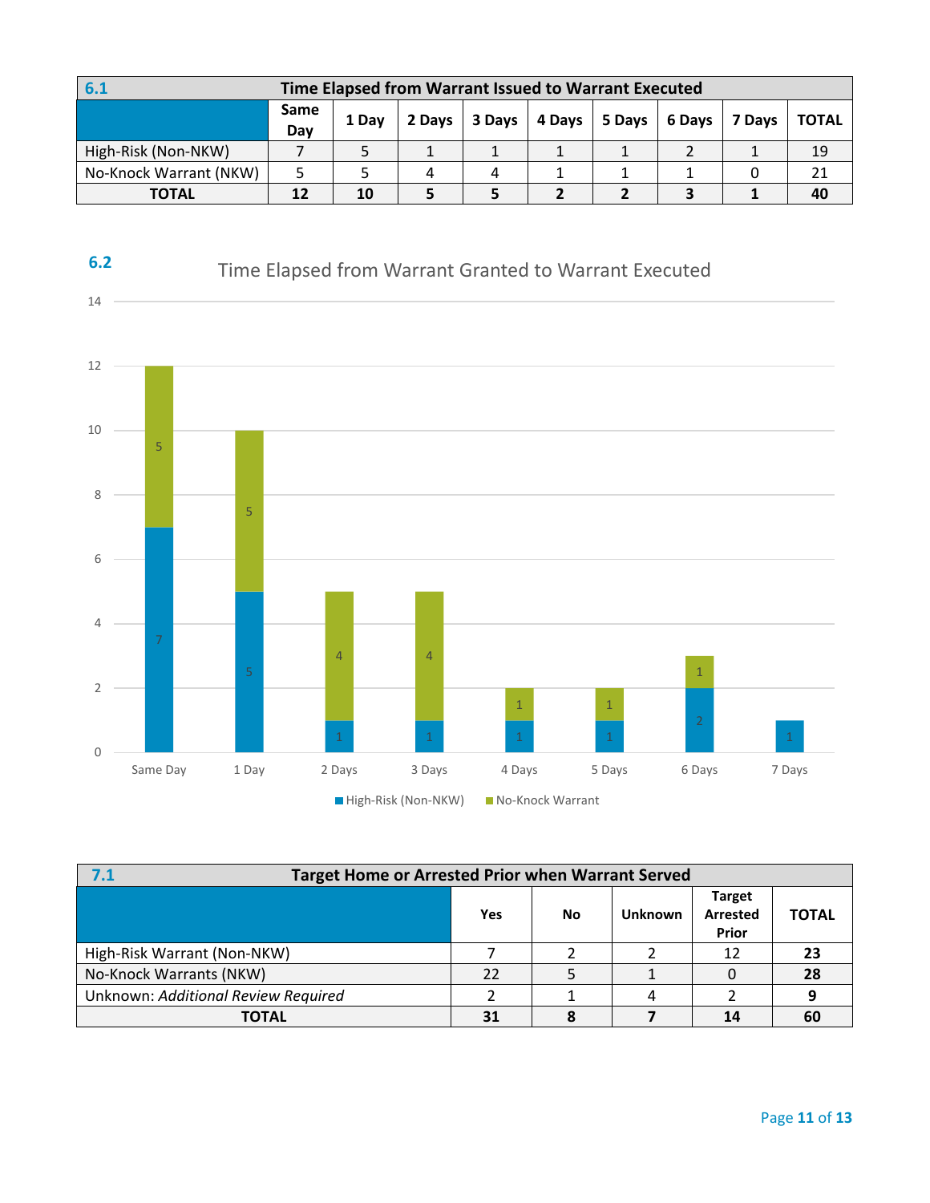| 6.1 | Time Elapsed from Warrant Issued to Warrant Executed | | | | | | | | |
|---|---|---|---|---|---|---|---|---|---|
| | Same Day | 1 Day | 2 Days | 3 Days | 4 Days | 5 Days | 6 Days | 7 Days | TOTAL |
| High-Risk (Non-NKW) | 7 | 5 | 1 | 1 | 1 | 1 | 2 | 1 | 19 |
| No-Knock Warrant (NKW) | 5 | 5 | 4 | 4 | 1 | 1 | 1 | 0 | 21 |
| **TOTAL** | **12** | **10** | **5** | **5** | **2** | **2** | **3** | **1** | **40** |

**6.2** Time Elapsed from Warrant Granted to Warrant Executed

| | Same Day | 1 Day | 2 Days | 3 Days | 4 Days | 5 Days | 6 Days | 7 Days |
|---|---|---|---|---|---|---|---|---|
| High-Risk (Non-NKW) | 7 | 5 | 1 | 1 | 1 | 1 | 2 | 1 |
| No-Knock Warrant | 5 | 5 | 4 | 4 | 1 | 1 | 1 | |

| 7.1 | Target Home or Arrested Prior when Warrant Served | | | | |
|---|---|---|---|---|---|
| | Yes | No | Unknown | Target Arrested Prior | TOTAL |
| High-Risk Warrant (Non-NKW) | 7 | 2 | 2 | 12 | **23** |
| No-Knock Warrants (NKW) | 22 | 5 | 1 | 0 | **28** |
| Unknown: *Additional Review Required* | 2 | 1 | 4 | 2 | **9** |
| **TOTAL** | **31** | **8** | **7** | **14** | **60** |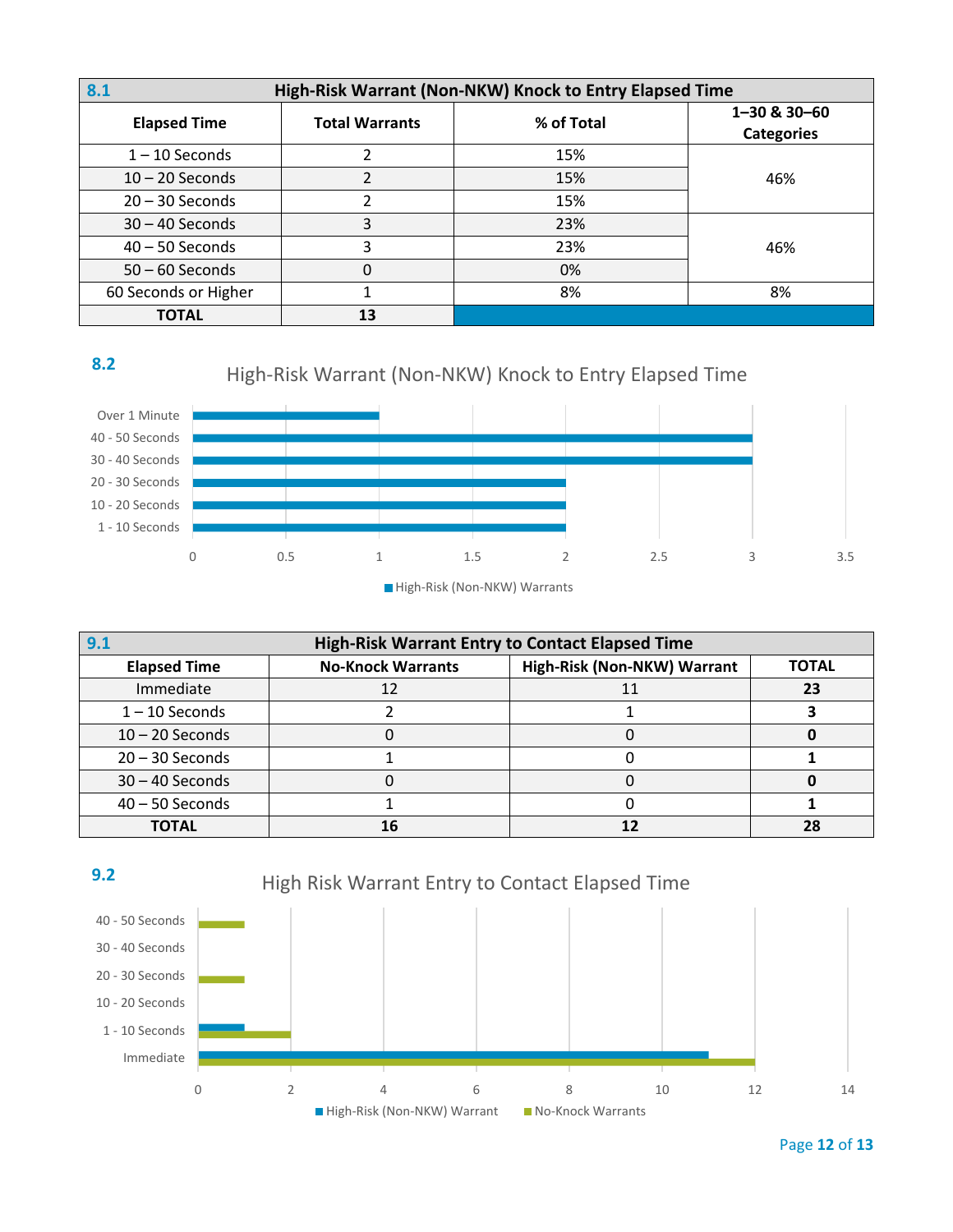| 8.1 | High-Risk Warrant (Non-NKW) Knock to Entry Elapsed Time | | |
|---|---|---|---|
| **Elapsed Time** | **Total Warrants** | **% of Total** | **1–30 & 30–60 Categories** |
| 1 – 10 Seconds | 2 | 15% | 46% |
| 10 – 20 Seconds | 2 | 15% | |
| 20 – 30 Seconds | 2 | 15% | |
| 30 – 40 Seconds | 3 | 23% | 46% |
| 40 – 50 Seconds | 3 | 23% | |
| 50 – 60 Seconds | 0 | 0% | |
| 60 Seconds or Higher | 1 | 8% | 8% |
| **TOTAL** | **13** | | |

**8.2**

High-Risk Warrant (Non-NKW) Knock to Entry Elapsed Time

| Elapsed Time | High-Risk (Non-NKW) Warrants |
|---|---|
| Over 1 Minute | 1 |
| 40 - 50 Seconds | 3 |
| 30 - 40 Seconds | 3 |
| 20 - 30 Seconds | 2 |
| 10 - 20 Seconds | 2 |
| 1 - 10 Seconds | 2 |

| 9.1 | High-Risk Warrant Entry to Contact Elapsed Time | | |
|---|---|---|---|
| **Elapsed Time** | **No-Knock Warrants** | **High-Risk (Non-NKW) Warrant** | **TOTAL** |
| Immediate | 12 | 11 | **23** |
| 1 – 10 Seconds | 2 | 1 | **3** |
| 10 – 20 Seconds | 0 | 0 | **0** |
| 20 – 30 Seconds | 1 | 0 | **1** |
| 30 – 40 Seconds | 0 | 0 | **0** |
| 40 – 50 Seconds | 1 | 0 | **1** |
| **TOTAL** | **16** | **12** | **28** |

**9.2**

High Risk Warrant Entry to Contact Elapsed Time

| Elapsed Time | High-Risk (Non-NKW) Warrant | No-Knock Warrants |
|---|---|---|
| 40 - 50 Seconds | 0 | 1 |
| 30 - 40 Seconds | 0 | 0 |
| 20 - 30 Seconds | 0 | 1 |
| 10 - 20 Seconds | 0 | 0 |
| 1 - 10 Seconds | 1 | 2 |
| Immediate | 11 | 12 |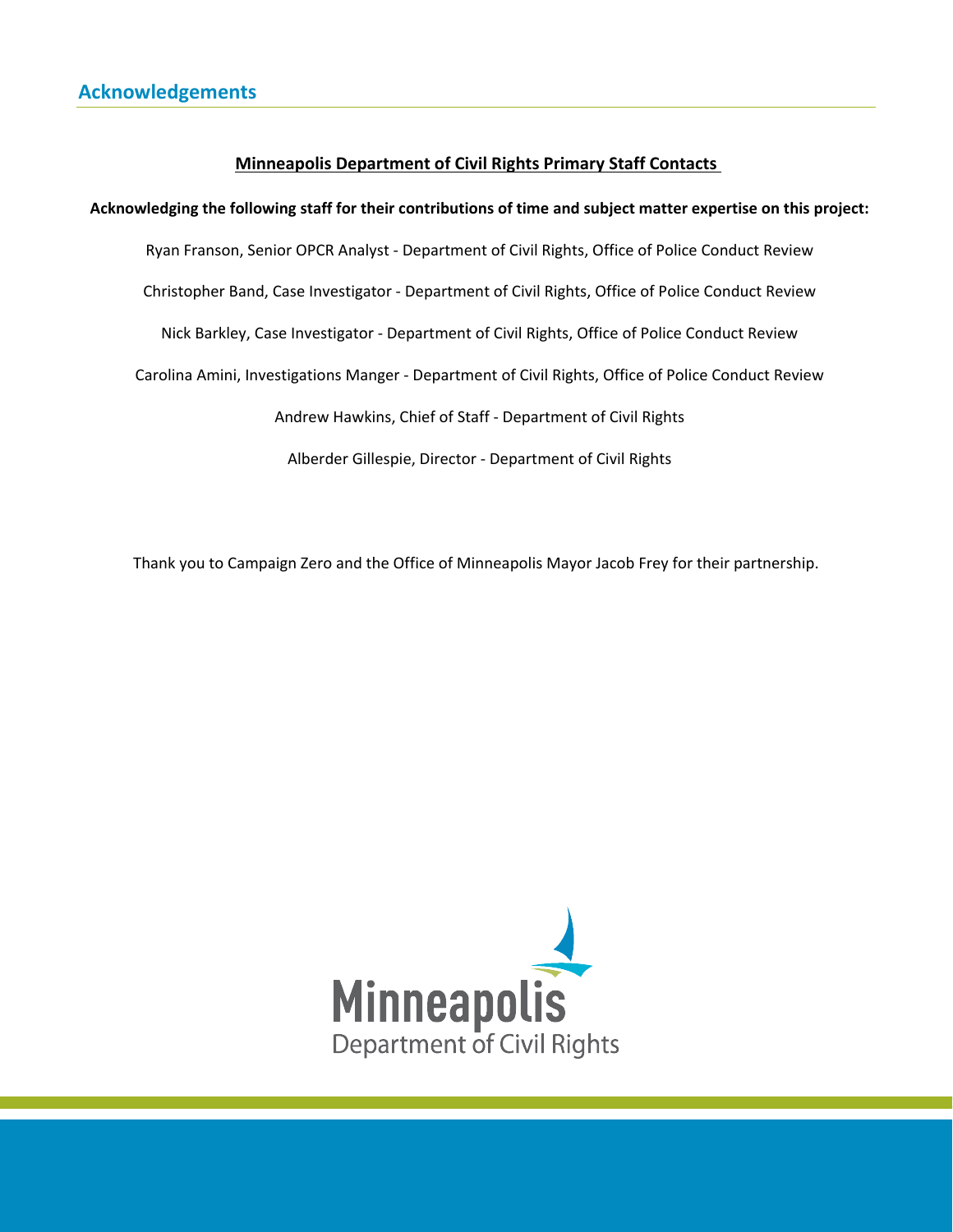## Acknowledgements

**Minneapolis Department of Civil Rights Primary Staff Contacts**

**Acknowledging the following staff for their contributions of time and subject matter expertise on this project:**

Ryan Franson, Senior OPCR Analyst - Department of Civil Rights, Office of Police Conduct Review

Christopher Band, Case Investigator - Department of Civil Rights, Office of Police Conduct Review

Nick Barkley, Case Investigator - Department of Civil Rights, Office of Police Conduct Review

Carolina Amini, Investigations Manger - Department of Civil Rights, Office of Police Conduct Review

Andrew Hawkins, Chief of Staff - Department of Civil Rights

Alberder Gillespie, Director - Department of Civil Rights

Thank you to Campaign Zero and the Office of Minneapolis Mayor Jacob Frey for their partnership.

Minneapolis
Department of Civil Rights